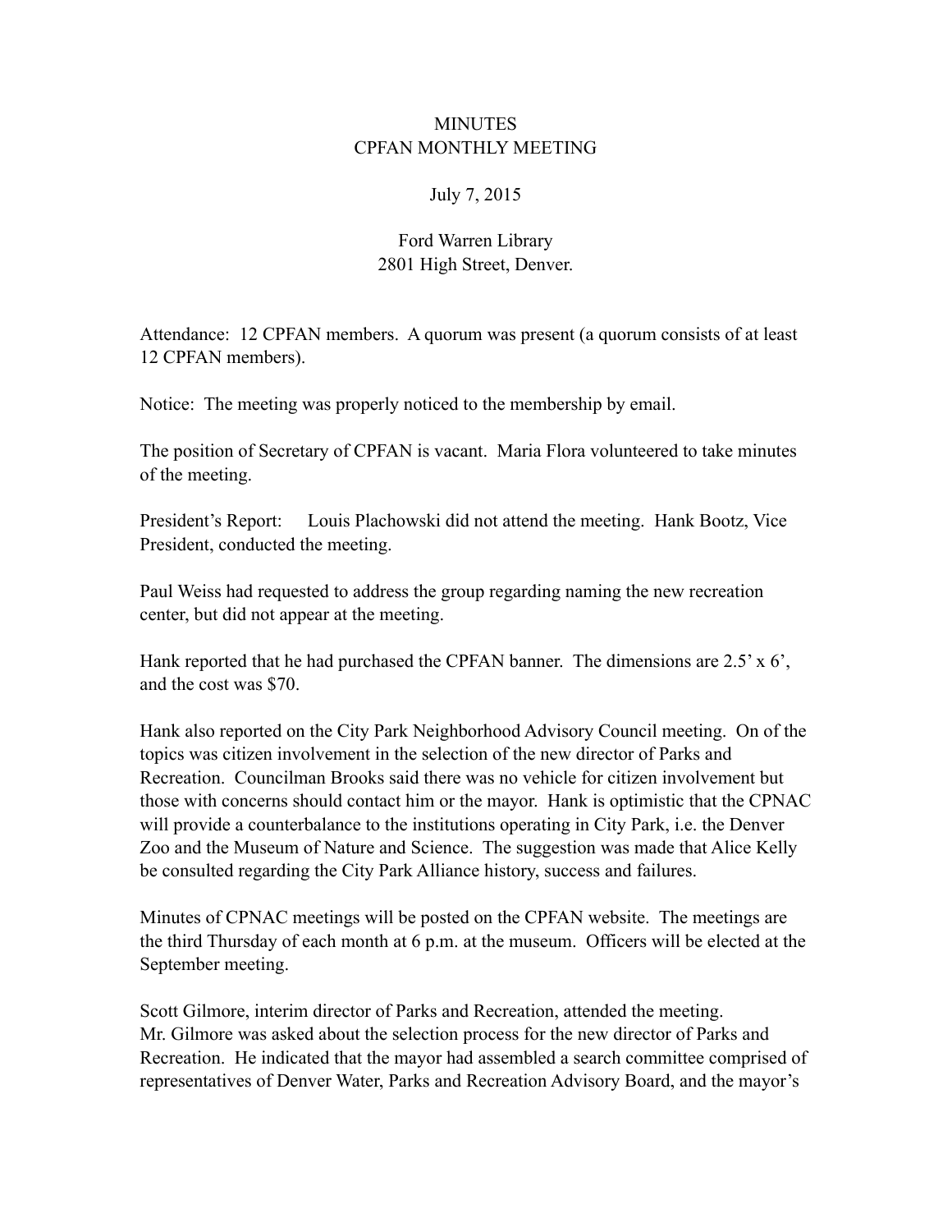# MINUTES
## CPFAN MONTHLY MEETING

July 7, 2015

Ford Warren Library
2801 High Street, Denver.

Attendance: 12 CPFAN members. A quorum was present (a quorum consists of at least 12 CPFAN members).

Notice: The meeting was properly noticed to the membership by email.

The position of Secretary of CPFAN is vacant. Maria Flora volunteered to take minutes of the meeting.

President's Report: Louis Plachowski did not attend the meeting. Hank Bootz, Vice President, conducted the meeting.

Paul Weiss had requested to address the group regarding naming the new recreation center, but did not appear at the meeting.

Hank reported that he had purchased the CPFAN banner. The dimensions are 2.5' x 6', and the cost was $70.

Hank also reported on the City Park Neighborhood Advisory Council meeting. On of the topics was citizen involvement in the selection of the new director of Parks and Recreation. Councilman Brooks said there was no vehicle for citizen involvement but those with concerns should contact him or the mayor. Hank is optimistic that the CPNAC will provide a counterbalance to the institutions operating in City Park, i.e. the Denver Zoo and the Museum of Nature and Science. The suggestion was made that Alice Kelly be consulted regarding the City Park Alliance history, success and failures.

Minutes of CPNAC meetings will be posted on the CPFAN website. The meetings are the third Thursday of each month at 6 p.m. at the museum. Officers will be elected at the September meeting.

Scott Gilmore, interim director of Parks and Recreation, attended the meeting.
Mr. Gilmore was asked about the selection process for the new director of Parks and Recreation. He indicated that the mayor had assembled a search committee comprised of representatives of Denver Water, Parks and Recreation Advisory Board, and the mayor's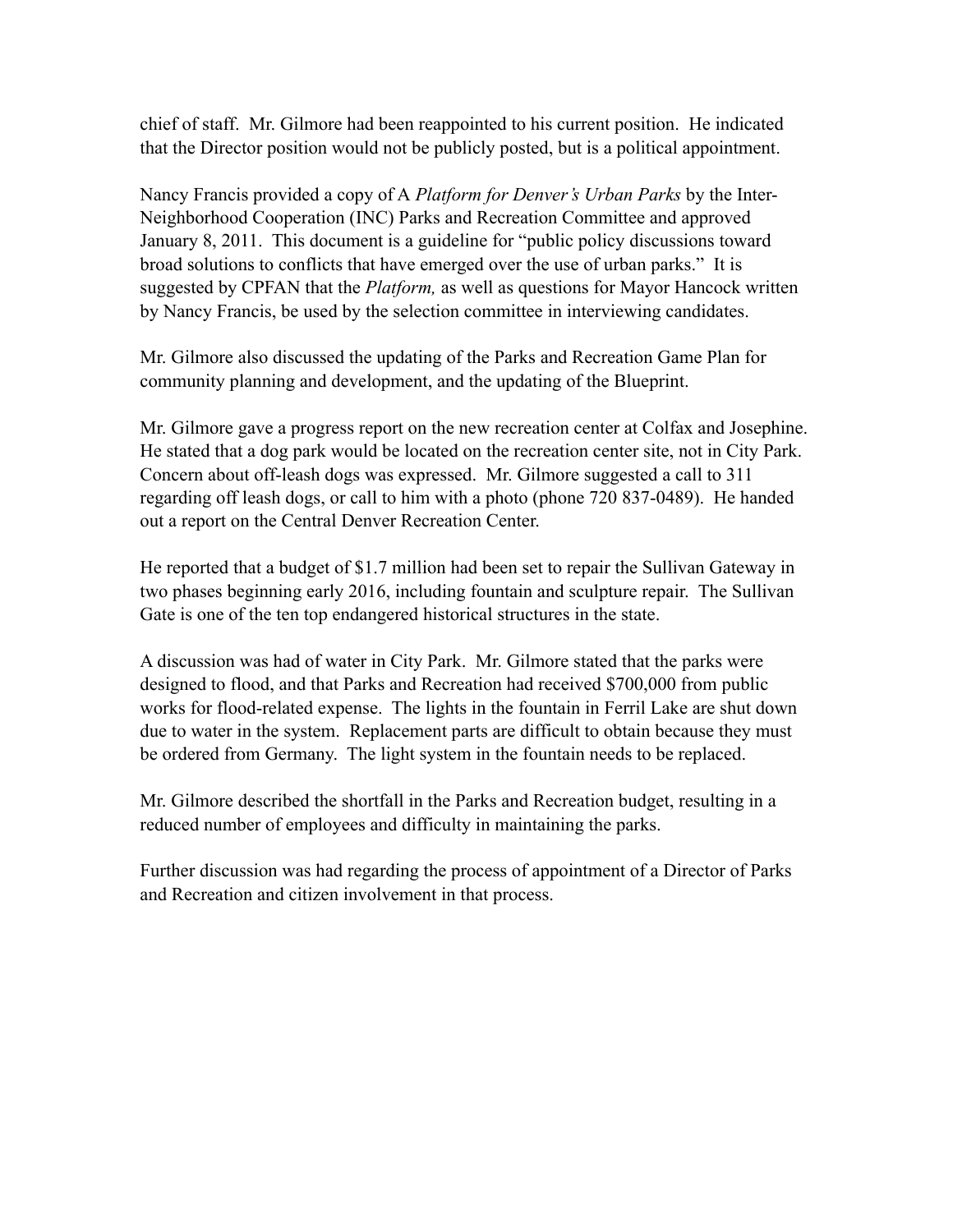chief of staff. Mr. Gilmore had been reappointed to his current position. He indicated that the Director position would not be publicly posted, but is a political appointment.

Nancy Francis provided a copy of A *Platform for Denver's Urban Parks* by the Inter-Neighborhood Cooperation (INC) Parks and Recreation Committee and approved January 8, 2011. This document is a guideline for "public policy discussions toward broad solutions to conflicts that have emerged over the use of urban parks." It is suggested by CPFAN that the *Platform,* as well as questions for Mayor Hancock written by Nancy Francis, be used by the selection committee in interviewing candidates.

Mr. Gilmore also discussed the updating of the Parks and Recreation Game Plan for community planning and development, and the updating of the Blueprint.

Mr. Gilmore gave a progress report on the new recreation center at Colfax and Josephine. He stated that a dog park would be located on the recreation center site, not in City Park. Concern about off-leash dogs was expressed. Mr. Gilmore suggested a call to 311 regarding off leash dogs, or call to him with a photo (phone 720 837-0489). He handed out a report on the Central Denver Recreation Center.

He reported that a budget of $1.7 million had been set to repair the Sullivan Gateway in two phases beginning early 2016, including fountain and sculpture repair. The Sullivan Gate is one of the ten top endangered historical structures in the state.

A discussion was had of water in City Park. Mr. Gilmore stated that the parks were designed to flood, and that Parks and Recreation had received $700,000 from public works for flood-related expense. The lights in the fountain in Ferril Lake are shut down due to water in the system. Replacement parts are difficult to obtain because they must be ordered from Germany. The light system in the fountain needs to be replaced.

Mr. Gilmore described the shortfall in the Parks and Recreation budget, resulting in a reduced number of employees and difficulty in maintaining the parks.

Further discussion was had regarding the process of appointment of a Director of Parks and Recreation and citizen involvement in that process.